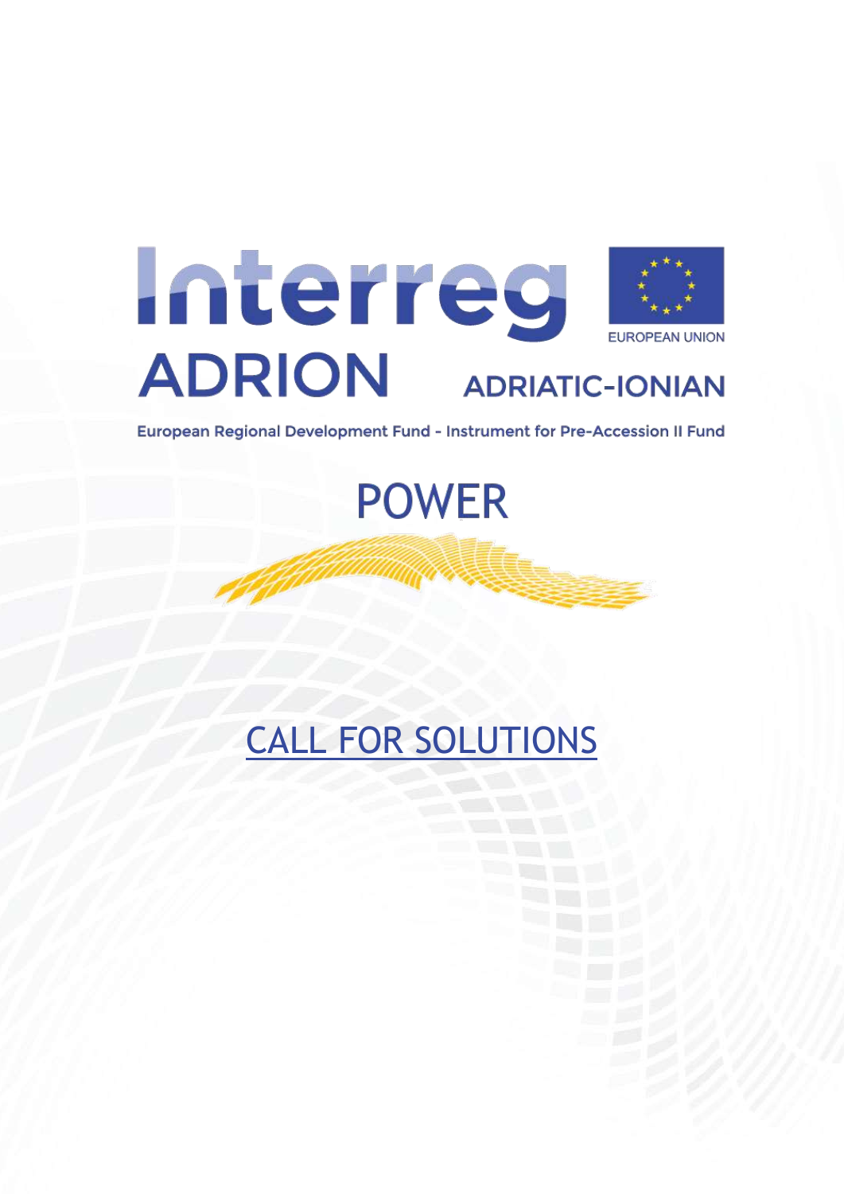Interreg ADRION

EUROPEAN UNION

ADRIATIC-IONIAN

European Regional Development Fund - Instrument for Pre-Accession II Fund

# POWER

# CALL FOR SOLUTIONS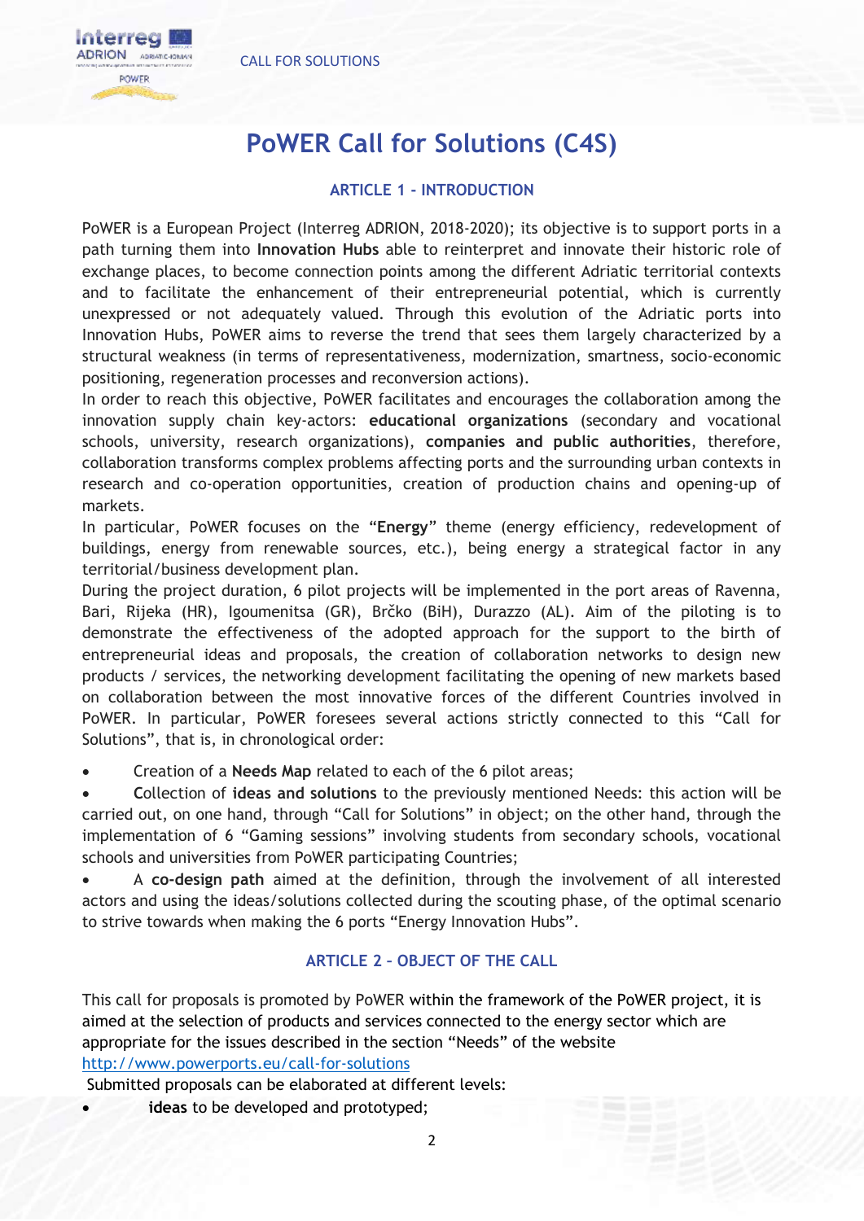# PoWER Call for Solutions (C4S)

## ARTICLE 1 - INTRODUCTION

PoWER is a European Project (Interreg ADRION, 2018-2020); its objective is to support ports in a path turning them into **Innovation Hubs** able to reinterpret and innovate their historic role of exchange places, to become connection points among the different Adriatic territorial contexts and to facilitate the enhancement of their entrepreneurial potential, which is currently unexpressed or not adequately valued. Through this evolution of the Adriatic ports into Innovation Hubs, PoWER aims to reverse the trend that sees them largely characterized by a structural weakness (in terms of representativeness, modernization, smartness, socio-economic positioning, regeneration processes and reconversion actions).

In order to reach this objective, PoWER facilitates and encourages the collaboration among the innovation supply chain key-actors: **educational organizations** (secondary and vocational schools, university, research organizations), **companies and public authorities**, therefore, collaboration transforms complex problems affecting ports and the surrounding urban contexts in research and co-operation opportunities, creation of production chains and opening-up of markets.

In particular, PoWER focuses on the "**Energy**" theme (energy efficiency, redevelopment of buildings, energy from renewable sources, etc.), being energy a strategical factor in any territorial/business development plan.

During the project duration, 6 pilot projects will be implemented in the port areas of Ravenna, Bari, Rijeka (HR), Igoumenitsa (GR), Brčko (BiH), Durazzo (AL). Aim of the piloting is to demonstrate the effectiveness of the adopted approach for the support to the birth of entrepreneurial ideas and proposals, the creation of collaboration networks to design new products / services, the networking development facilitating the opening of new markets based on collaboration between the most innovative forces of the different Countries involved in PoWER. In particular, PoWER foresees several actions strictly connected to this "Call for Solutions", that is, in chronological order:

- Creation of a **Needs Map** related to each of the 6 pilot areas;
- Collection of **ideas and solutions** to the previously mentioned Needs: this action will be carried out, on one hand, through "Call for Solutions" in object; on the other hand, through the implementation of 6 "Gaming sessions" involving students from secondary schools, vocational schools and universities from PoWER participating Countries;
- A **co-design path** aimed at the definition, through the involvement of all interested actors and using the ideas/solutions collected during the scouting phase, of the optimal scenario to strive towards when making the 6 ports "Energy Innovation Hubs".

## ARTICLE 2 – OBJECT OF THE CALL

This call for proposals is promoted by PoWER within the framework of the PoWER project, it is aimed at the selection of products and services connected to the energy sector which are appropriate for the issues described in the section "Needs" of the website http://www.powerports.eu/call-for-solutions

Submitted proposals can be elaborated at different levels:

- **ideas** to be developed and prototyped;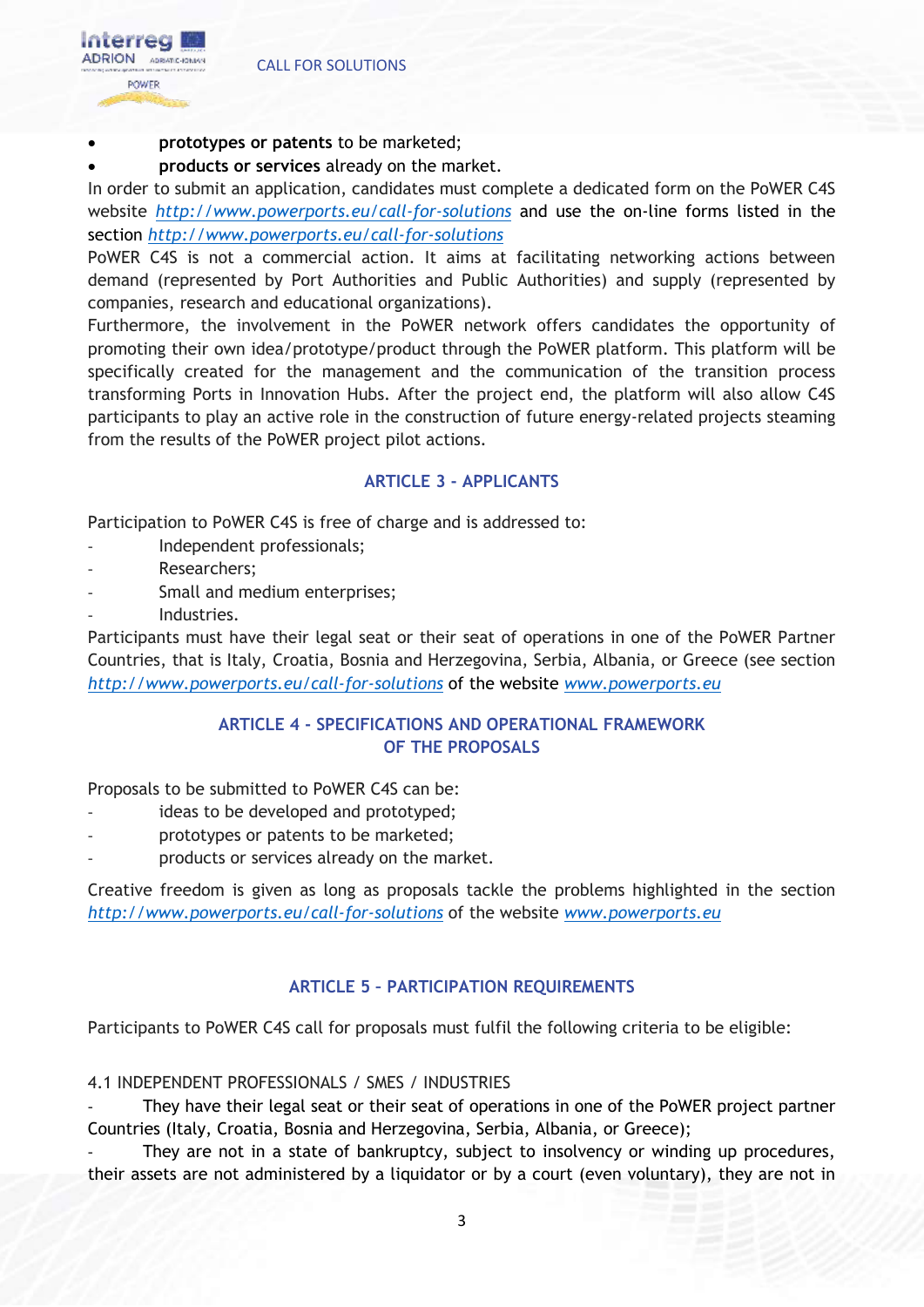- **prototypes or patents** to be marketed;
- **products or services** already on the market.

In order to submit an application, candidates must complete a dedicated form on the PoWER C4S website *http://www.powerports.eu/call-for-solutions* and use the on-line forms listed in the section *http://www.powerports.eu/call-for-solutions*

PoWER C4S is not a commercial action. It aims at facilitating networking actions between demand (represented by Port Authorities and Public Authorities) and supply (represented by companies, research and educational organizations).

Furthermore, the involvement in the PoWER network offers candidates the opportunity of promoting their own idea/prototype/product through the PoWER platform. This platform will be specifically created for the management and the communication of the transition process transforming Ports in Innovation Hubs. After the project end, the platform will also allow C4S participants to play an active role in the construction of future energy-related projects steaming from the results of the PoWER project pilot actions.

## ARTICLE 3 - APPLICANTS

Participation to PoWER C4S is free of charge and is addressed to:

- Independent professionals;
- Researchers;
- Small and medium enterprises;
- Industries.

Participants must have their legal seat or their seat of operations in one of the PoWER Partner Countries, that is Italy, Croatia, Bosnia and Herzegovina, Serbia, Albania, or Greece (see section *http://www.powerports.eu/call-for-solutions* of the website *www.powerports.eu*

## ARTICLE 4 - SPECIFICATIONS AND OPERATIONAL FRAMEWORK OF THE PROPOSALS

Proposals to be submitted to PoWER C4S can be:

- ideas to be developed and prototyped;
- prototypes or patents to be marketed;
- products or services already on the market.

Creative freedom is given as long as proposals tackle the problems highlighted in the section *http://www.powerports.eu/call-for-solutions* of the website *www.powerports.eu*

## ARTICLE 5 – PARTICIPATION REQUIREMENTS

Participants to PoWER C4S call for proposals must fulfil the following criteria to be eligible:

4.1 INDEPENDENT PROFESSIONALS / SMES / INDUSTRIES

- They have their legal seat or their seat of operations in one of the PoWER project partner Countries (Italy, Croatia, Bosnia and Herzegovina, Serbia, Albania, or Greece);
- They are not in a state of bankruptcy, subject to insolvency or winding up procedures, their assets are not administered by a liquidator or by a court (even voluntary), they are not in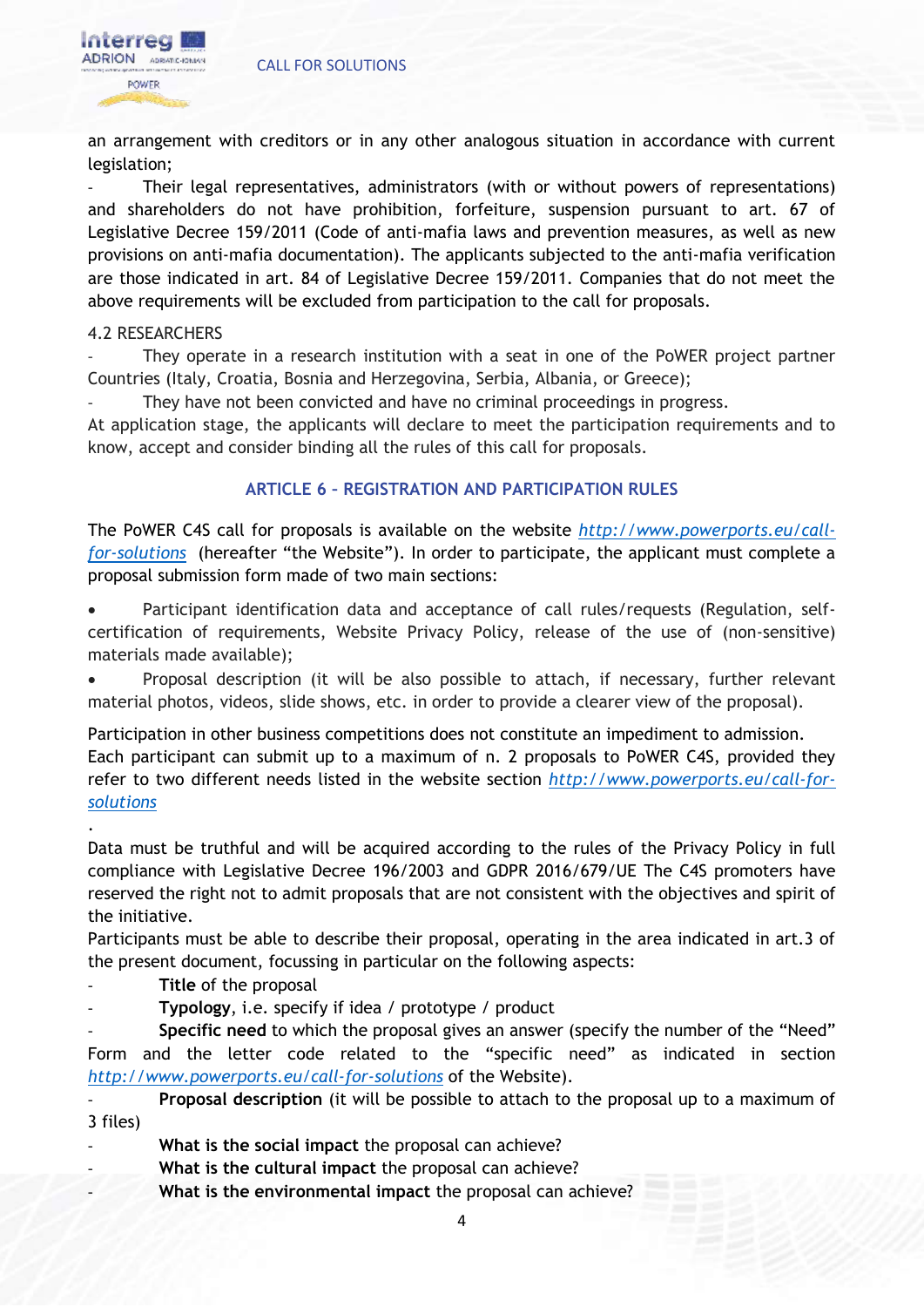an arrangement with creditors or in any other analogous situation in accordance with current legislation;

- Their legal representatives, administrators (with or without powers of representations) and shareholders do not have prohibition, forfeiture, suspension pursuant to art. 67 of Legislative Decree 159/2011 (Code of anti-mafia laws and prevention measures, as well as new provisions on anti-mafia documentation). The applicants subjected to the anti-mafia verification are those indicated in art. 84 of Legislative Decree 159/2011. Companies that do not meet the above requirements will be excluded from participation to the call for proposals.

4.2 RESEARCHERS

- They operate in a research institution with a seat in one of the PoWER project partner Countries (Italy, Croatia, Bosnia and Herzegovina, Serbia, Albania, or Greece);
- They have not been convicted and have no criminal proceedings in progress.

At application stage, the applicants will declare to meet the participation requirements and to know, accept and consider binding all the rules of this call for proposals.

## ARTICLE 6 – REGISTRATION AND PARTICIPATION RULES

The PoWER C4S call for proposals is available on the website *http://www.powerports.eu/call-for-solutions* (hereafter "the Website"). In order to participate, the applicant must complete a proposal submission form made of two main sections:

- Participant identification data and acceptance of call rules/requests (Regulation, self-certification of requirements, Website Privacy Policy, release of the use of (non-sensitive) materials made available);
- Proposal description (it will be also possible to attach, if necessary, further relevant material photos, videos, slide shows, etc. in order to provide a clearer view of the proposal).

Participation in other business competitions does not constitute an impediment to admission.
Each participant can submit up to a maximum of n. 2 proposals to PoWER C4S, provided they refer to two different needs listed in the website section *http://www.powerports.eu/call-for-solutions*

.

Data must be truthful and will be acquired according to the rules of the Privacy Policy in full compliance with Legislative Decree 196/2003 and GDPR 2016/679/UE The C4S promoters have reserved the right not to admit proposals that are not consistent with the objectives and spirit of the initiative.
Participants must be able to describe their proposal, operating in the area indicated in art.3 of the present document, focussing in particular on the following aspects:

- **Title** of the proposal
- **Typology**, i.e. specify if idea / prototype / product
- **Specific need** to which the proposal gives an answer (specify the number of the "Need" Form and the letter code related to the "specific need" as indicated in section *http://www.powerports.eu/call-for-solutions* of the Website).
- **Proposal description** (it will be possible to attach to the proposal up to a maximum of 3 files)
- **What is the social impact** the proposal can achieve?
- **What is the cultural impact** the proposal can achieve?
- **What is the environmental impact** the proposal can achieve?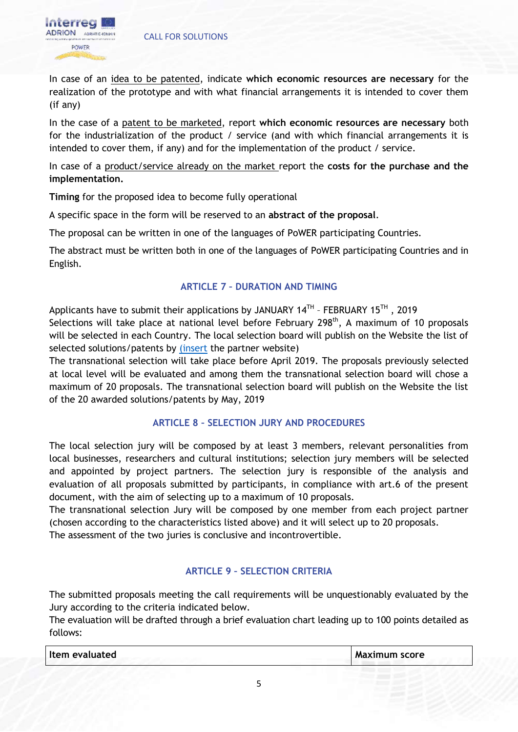In case of an idea to be patented, indicate **which economic resources are necessary** for the realization of the prototype and with what financial arrangements it is intended to cover them (if any)

In the case of a patent to be marketed, report **which economic resources are necessary** both for the industrialization of the product / service (and with which financial arrangements it is intended to cover them, if any) and for the implementation of the product / service.

In case of a product/service already on the market report the **costs for the purchase and the implementation.**

**Timing** for the proposed idea to become fully operational

A specific space in the form will be reserved to an **abstract of the proposal**.

The proposal can be written in one of the languages of PoWER participating Countries.

The abstract must be written both in one of the languages of PoWER participating Countries and in English.

## ARTICLE 7 – DURATION AND TIMING

Applicants have to submit their applications by JANUARY 14TH – FEBRUARY 15TH , 2019
Selections will take place at national level before February 298th, A maximum of 10 proposals will be selected in each Country. The local selection board will publish on the Website the list of selected solutions/patents by (insert the partner website)
The transnational selection will take place before April 2019. The proposals previously selected at local level will be evaluated and among them the transnational selection board will chose a maximum of 20 proposals. The transnational selection board will publish on the Website the list of the 20 awarded solutions/patents by May, 2019

## ARTICLE 8 - SELECTION JURY AND PROCEDURES

The local selection jury will be composed by at least 3 members, relevant personalities from local businesses, researchers and cultural institutions; selection jury members will be selected and appointed by project partners. The selection jury is responsible of the analysis and evaluation of all proposals submitted by participants, in compliance with art.6 of the present document, with the aim of selecting up to a maximum of 10 proposals.
The transnational selection Jury will be composed by one member from each project partner (chosen according to the characteristics listed above) and it will select up to 20 proposals.
The assessment of the two juries is conclusive and incontrovertible.

## ARTICLE 9 - SELECTION CRITERIA

The submitted proposals meeting the call requirements will be unquestionably evaluated by the Jury according to the criteria indicated below.
The evaluation will be drafted through a brief evaluation chart leading up to 100 points detailed as follows:

| Item evaluated | Maximum score |
|---|---|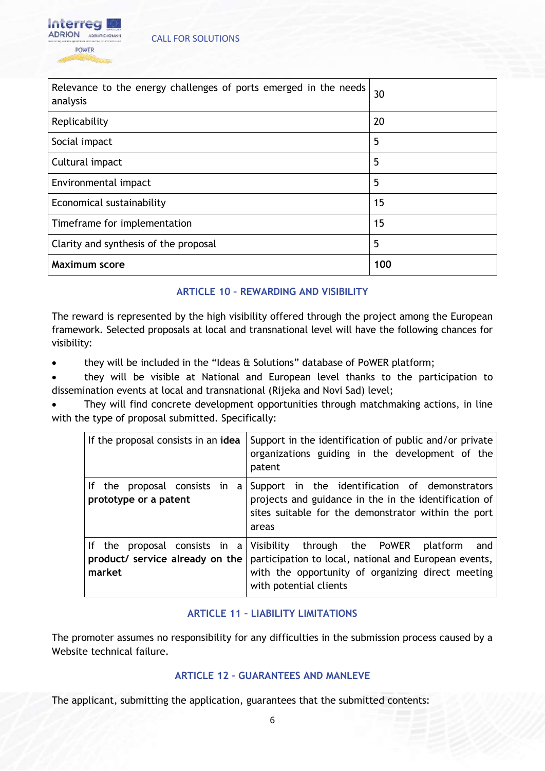| Relevance to the energy challenges of ports emerged in the needs analysis | 30 |
|---|---|
| Replicability | 20 |
| Social impact | 5 |
| Cultural impact | 5 |
| Environmental impact | 5 |
| Economical sustainability | 15 |
| Timeframe for implementation | 15 |
| Clarity and synthesis of the proposal | 5 |
| **Maximum score** | **100** |

## ARTICLE 10 – REWARDING AND VISIBILITY

The reward is represented by the high visibility offered through the project among the European framework. Selected proposals at local and transnational level will have the following chances for visibility:

- they will be included in the "Ideas & Solutions" database of PoWER platform;
- they will be visible at National and European level thanks to the participation to dissemination events at local and transnational (Rijeka and Novi Sad) level;
- They will find concrete development opportunities through matchmaking actions, in line with the type of proposal submitted. Specifically:

| If the proposal consists in an **idea** | Support in the identification of public and/or private organizations guiding in the development of the patent |
|---|---|
| If the proposal consists in a **prototype or a patent** | Support in the identification of demonstrators projects and guidance in the in the identification of sites suitable for the demonstrator within the port areas |
| If the proposal consists in a **product/ service already on the market** | Visibility through the PoWER platform and participation to local, national and European events, with the opportunity of organizing direct meeting with potential clients |

## ARTICLE 11 – LIABILITY LIMITATIONS

The promoter assumes no responsibility for any difficulties in the submission process caused by a Website technical failure.

## ARTICLE 12 – GUARANTEES AND MANLEVE

The applicant, submitting the application, guarantees that the submitted contents: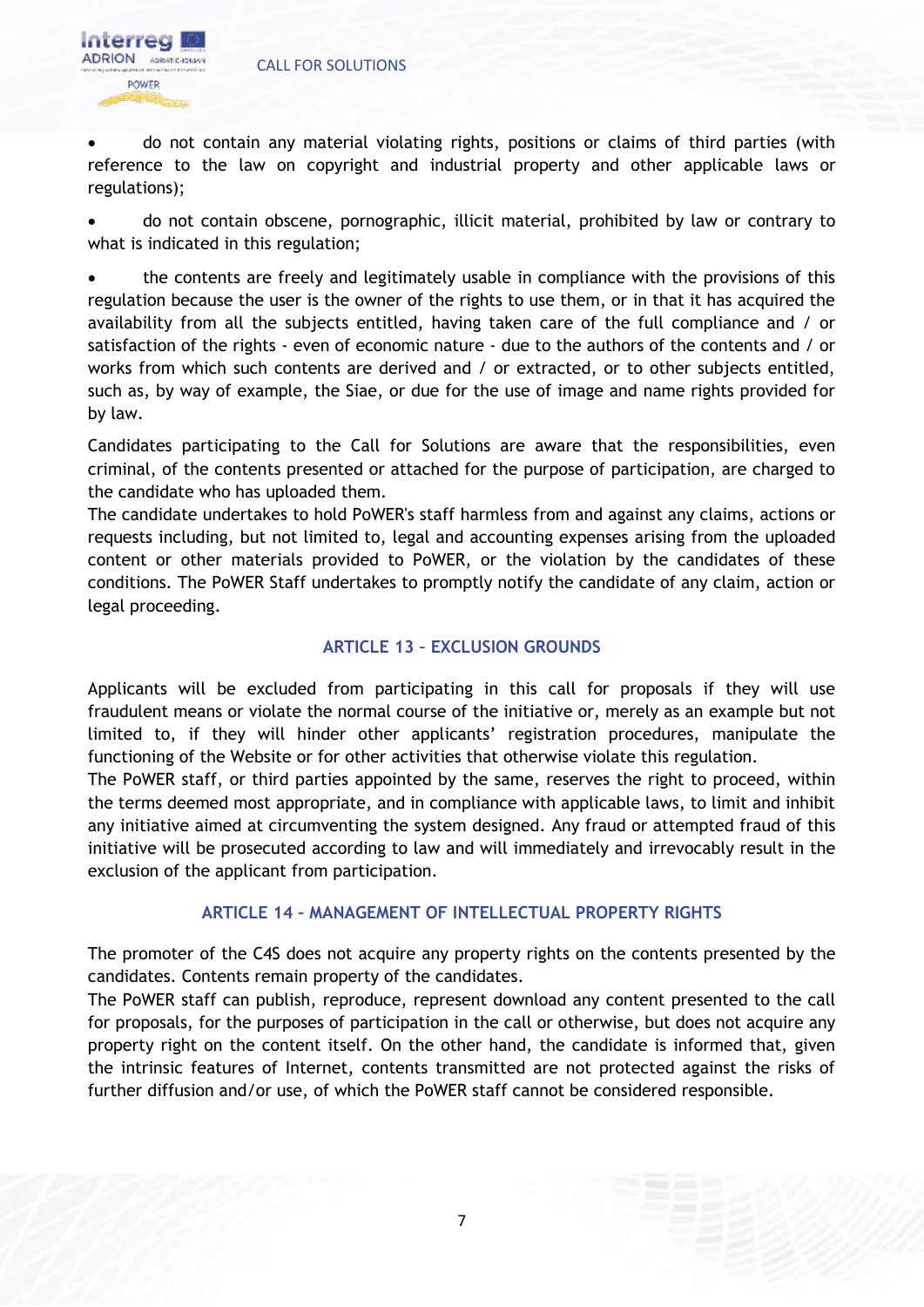- do not contain any material violating rights, positions or claims of third parties (with reference to the law on copyright and industrial property and other applicable laws or regulations);

- do not contain obscene, pornographic, illicit material, prohibited by law or contrary to what is indicated in this regulation;

- the contents are freely and legitimately usable in compliance with the provisions of this regulation because the user is the owner of the rights to use them, or in that it has acquired the availability from all the subjects entitled, having taken care of the full compliance and / or satisfaction of the rights - even of economic nature - due to the authors of the contents and / or works from which such contents are derived and / or extracted, or to other subjects entitled, such as, by way of example, the Siae, or due for the use of image and name rights provided for by law.

Candidates participating to the Call for Solutions are aware that the responsibilities, even criminal, of the contents presented or attached for the purpose of participation, are charged to the candidate who has uploaded them.
The candidate undertakes to hold PoWER's staff harmless from and against any claims, actions or requests including, but not limited to, legal and accounting expenses arising from the uploaded content or other materials provided to PoWER, or the violation by the candidates of these conditions. The PoWER Staff undertakes to promptly notify the candidate of any claim, action or legal proceeding.

## ARTICLE 13 – EXCLUSION GROUNDS

Applicants will be excluded from participating in this call for proposals if they will use fraudulent means or violate the normal course of the initiative or, merely as an example but not limited to, if they will hinder other applicants' registration procedures, manipulate the functioning of the Website or for other activities that otherwise violate this regulation.
The PoWER staff, or third parties appointed by the same, reserves the right to proceed, within the terms deemed most appropriate, and in compliance with applicable laws, to limit and inhibit any initiative aimed at circumventing the system designed. Any fraud or attempted fraud of this initiative will be prosecuted according to law and will immediately and irrevocably result in the exclusion of the applicant from participation.

## ARTICLE 14 – MANAGEMENT OF INTELLECTUAL PROPERTY RIGHTS

The promoter of the C4S does not acquire any property rights on the contents presented by the candidates. Contents remain property of the candidates.
The PoWER staff can publish, reproduce, represent download any content presented to the call for proposals, for the purposes of participation in the call or otherwise, but does not acquire any property right on the content itself. On the other hand, the candidate is informed that, given the intrinsic features of Internet, contents transmitted are not protected against the risks of further diffusion and/or use, of which the PoWER staff cannot be considered responsible.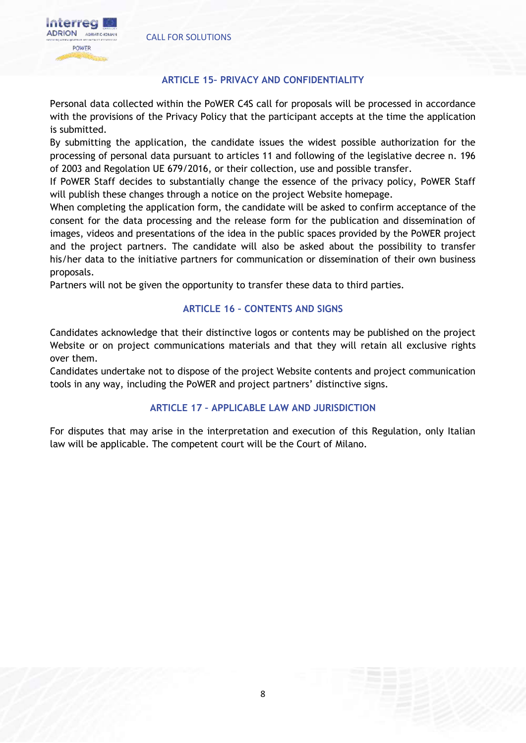## ARTICLE 15– PRIVACY AND CONFIDENTIALITY

Personal data collected within the PoWER C4S call for proposals will be processed in accordance with the provisions of the Privacy Policy that the participant accepts at the time the application is submitted.

By submitting the application, the candidate issues the widest possible authorization for the processing of personal data pursuant to articles 11 and following of the legislative decree n. 196 of 2003 and Regolation UE 679/2016, or their collection, use and possible transfer.

If PoWER Staff decides to substantially change the essence of the privacy policy, PoWER Staff will publish these changes through a notice on the project Website homepage.

When completing the application form, the candidate will be asked to confirm acceptance of the consent for the data processing and the release form for the publication and dissemination of images, videos and presentations of the idea in the public spaces provided by the PoWER project and the project partners. The candidate will also be asked about the possibility to transfer his/her data to the initiative partners for communication or dissemination of their own business proposals.

Partners will not be given the opportunity to transfer these data to third parties.

## ARTICLE 16 – CONTENTS AND SIGNS

Candidates acknowledge that their distinctive logos or contents may be published on the project Website or on project communications materials and that they will retain all exclusive rights over them.

Candidates undertake not to dispose of the project Website contents and project communication tools in any way, including the PoWER and project partners' distinctive signs.

## ARTICLE 17 – APPLICABLE LAW AND JURISDICTION

For disputes that may arise in the interpretation and execution of this Regulation, only Italian law will be applicable. The competent court will be the Court of Milano.